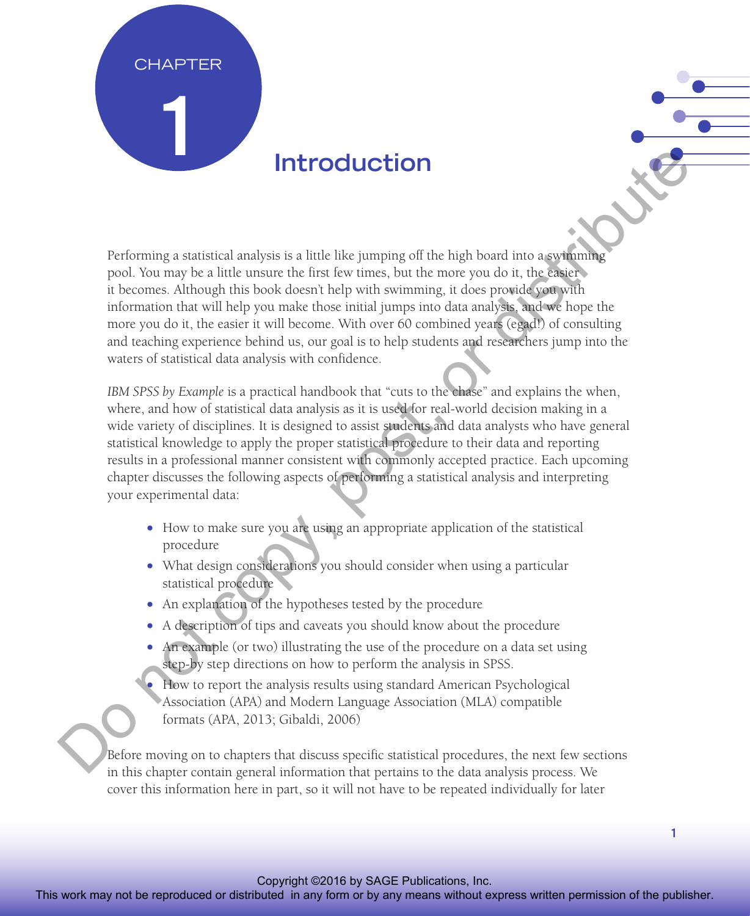# CHAPTER 1

# Introduction

Performing a statistical analysis is a little like jumping off the high board into a swimming pool. You may be a little unsure the first few times, but the more you do it, the easier it becomes. Although this book doesn't help with swimming, it does provide you with information that will help you make those initial jumps into data analysis, and we hope the more you do it, the easier it will become. With over 60 combined years (egad!) of consulting and teaching experience behind us, our goal is to help students and researchers jump into the waters of statistical data analysis with confidence.

*IBM SPSS by Example* is a practical handbook that "cuts to the chase" and explains the when, where, and how of statistical data analysis as it is used for real-world decision making in a wide variety of disciplines. It is designed to assist students and data analysts who have general statistical knowledge to apply the proper statistical procedure to their data and reporting results in a professional manner consistent with commonly accepted practice. Each upcoming chapter discusses the following aspects of performing a statistical analysis and interpreting your experimental data:

- How to make sure you are using an appropriate application of the statistical procedure
- What design considerations you should consider when using a particular statistical procedure
- An explanation of the hypotheses tested by the procedure
- A description of tips and caveats you should know about the procedure
- An example (or two) illustrating the use of the procedure on a data set using step-by step directions on how to perform the analysis in SPSS.
- How to report the analysis results using standard American Psychological Association (APA) and Modern Language Association (MLA) compatible formats (APA, 2013; Gibaldi, 2006)

Before moving on to chapters that discuss specific statistical procedures, the next few sections in this chapter contain general information that pertains to the data analysis process. We cover this information here in part, so it will not have to be repeated individually for later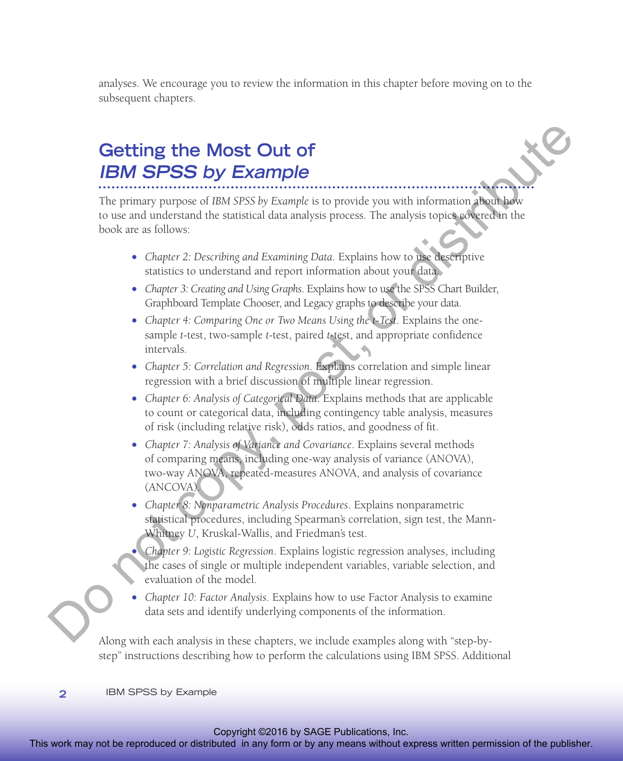analyses. We encourage you to review the information in this chapter before moving on to the subsequent chapters.

## Getting the Most Out of *IBM SPSS by Example*

The primary purpose of *IBM SPSS by Example* is to provide you with information about how to use and understand the statistical data analysis process. The analysis topics covered in the book are as follows:

- *Chapter 2: Describing and Examining Data*. Explains how to use descriptive statistics to understand and report information about your data.
- *Chapter 3: Creating and Using Graphs*. Explains how to use the SPSS Chart Builder, Graphboard Template Chooser, and Legacy graphs to describe your data.
- *Chapter 4: Comparing One or Two Means Using the t-Test*. Explains the one-sample *t*-test, two-sample *t*-test, paired *t*-test, and appropriate confidence intervals.
- *Chapter 5: Correlation and Regression*. Explains correlation and simple linear regression with a brief discussion of multiple linear regression.
- *Chapter 6: Analysis of Categorical Data*. Explains methods that are applicable to count or categorical data, including contingency table analysis, measures of risk (including relative risk), odds ratios, and goodness of fit.
- *Chapter 7: Analysis of Variance and Covariance*. Explains several methods of comparing means, including one-way analysis of variance (ANOVA), two-way ANOVA, repeated-measures ANOVA, and analysis of covariance (ANCOVA).
- *Chapter 8: Nonparametric Analysis Procedures*. Explains nonparametric statistical procedures, including Spearman's correlation, sign test, the Mann-Whitney *U*, Kruskal-Wallis, and Friedman's test.
- *Chapter 9: Logistic Regression*. Explains logistic regression analyses, including the cases of single or multiple independent variables, variable selection, and evaluation of the model.
- *Chapter 10: Factor Analysis*. Explains how to use Factor Analysis to examine data sets and identify underlying components of the information.

Along with each analysis in these chapters, we include examples along with "step-by-step" instructions describing how to perform the calculations using IBM SPSS. Additional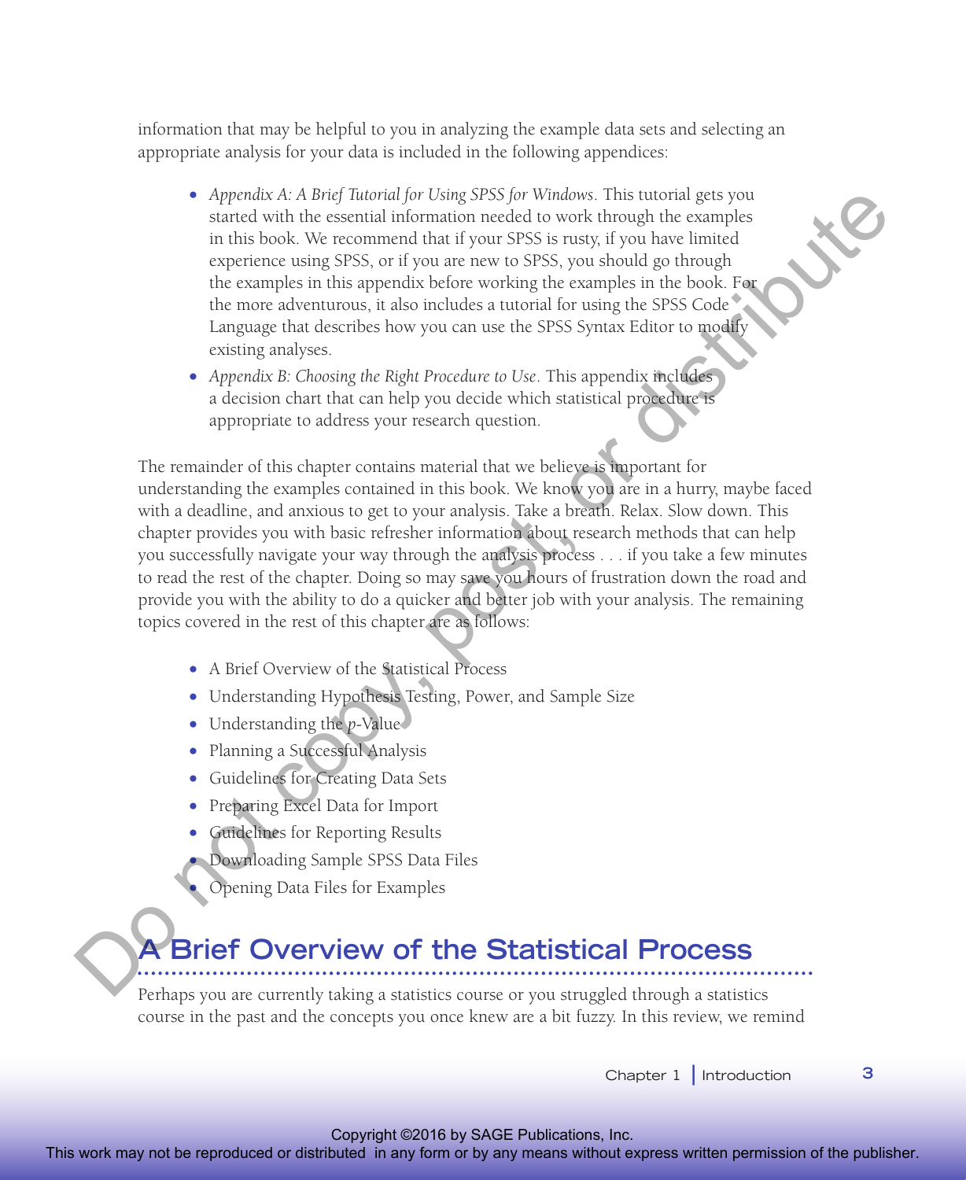information that may be helpful to you in analyzing the example data sets and selecting an appropriate analysis for your data is included in the following appendices:

- *Appendix A: A Brief Tutorial for Using SPSS for Windows*. This tutorial gets you started with the essential information needed to work through the examples in this book. We recommend that if your SPSS is rusty, if you have limited experience using SPSS, or if you are new to SPSS, you should go through the examples in this appendix before working the examples in the book. For the more adventurous, it also includes a tutorial for using the SPSS Code Language that describes how you can use the SPSS Syntax Editor to modify existing analyses.
- *Appendix B: Choosing the Right Procedure to Use*. This appendix includes a decision chart that can help you decide which statistical procedure is appropriate to address your research question.

The remainder of this chapter contains material that we believe is important for understanding the examples contained in this book. We know you are in a hurry, maybe faced with a deadline, and anxious to get to your analysis. Take a breath. Relax. Slow down. This chapter provides you with basic refresher information about research methods that can help you successfully navigate your way through the analysis process . . . if you take a few minutes to read the rest of the chapter. Doing so may save you hours of frustration down the road and provide you with the ability to do a quicker and better job with your analysis. The remaining topics covered in the rest of this chapter are as follows:

- A Brief Overview of the Statistical Process
- Understanding Hypothesis Testing, Power, and Sample Size
- Understanding the *p*-Value
- Planning a Successful Analysis
- Guidelines for Creating Data Sets
- Preparing Excel Data for Import
- Guidelines for Reporting Results
- Downloading Sample SPSS Data Files
- Opening Data Files for Examples

## A Brief Overview of the Statistical Process

Perhaps you are currently taking a statistics course or you struggled through a statistics course in the past and the concepts you once knew are a bit fuzzy. In this review, we remind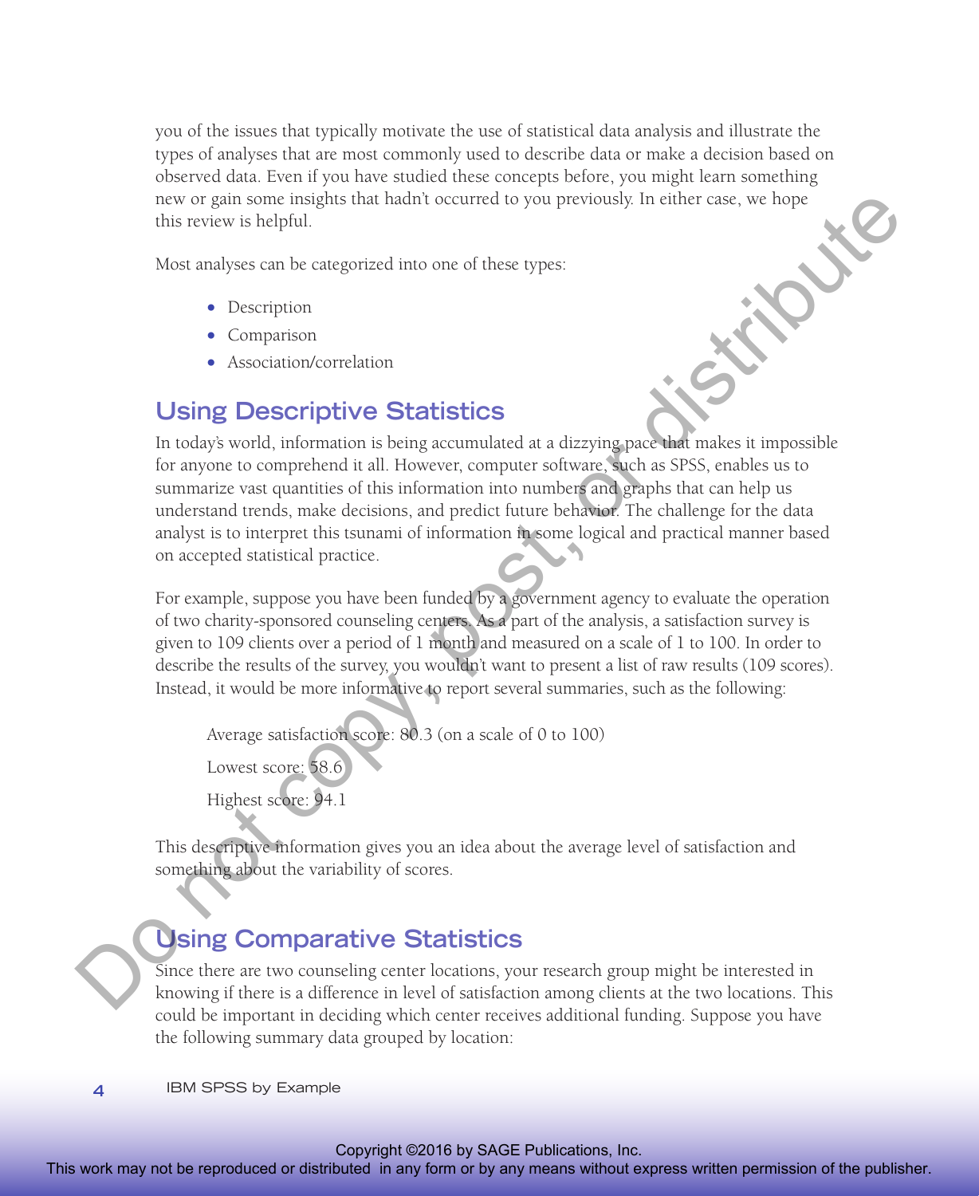you of the issues that typically motivate the use of statistical data analysis and illustrate the types of analyses that are most commonly used to describe data or make a decision based on observed data. Even if you have studied these concepts before, you might learn something new or gain some insights that hadn't occurred to you previously. In either case, we hope this review is helpful.

Most analyses can be categorized into one of these types:

- Description
- Comparison
- Association/correlation

## Using Descriptive Statistics

In today's world, information is being accumulated at a dizzying pace that makes it impossible for anyone to comprehend it all. However, computer software, such as SPSS, enables us to summarize vast quantities of this information into numbers and graphs that can help us understand trends, make decisions, and predict future behavior. The challenge for the data analyst is to interpret this tsunami of information in some logical and practical manner based on accepted statistical practice.

For example, suppose you have been funded by a government agency to evaluate the operation of two charity-sponsored counseling centers. As a part of the analysis, a satisfaction survey is given to 109 clients over a period of 1 month and measured on a scale of 1 to 100. In order to describe the results of the survey, you wouldn't want to present a list of raw results (109 scores). Instead, it would be more informative to report several summaries, such as the following:

Average satisfaction score: 80.3 (on a scale of 0 to 100)

Lowest score: 58.6

Highest score: 94.1

This descriptive information gives you an idea about the average level of satisfaction and something about the variability of scores.

## Using Comparative Statistics

Since there are two counseling center locations, your research group might be interested in knowing if there is a difference in level of satisfaction among clients at the two locations. This could be important in deciding which center receives additional funding. Suppose you have the following summary data grouped by location: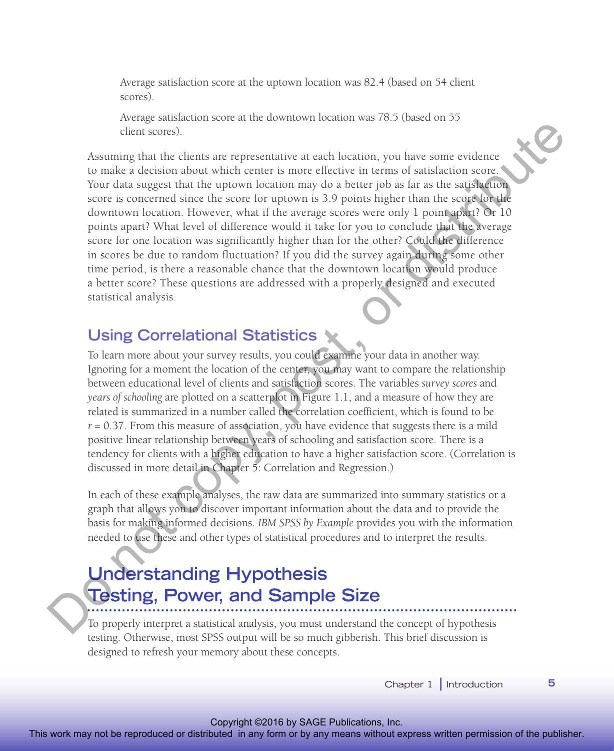Average satisfaction score at the uptown location was 82.4 (based on 54 client scores).

Average satisfaction score at the downtown location was 78.5 (based on 55 client scores).

Assuming that the clients are representative at each location, you have some evidence to make a decision about which center is more effective in terms of satisfaction score. Your data suggest that the uptown location may do a better job as far as the satisfaction score is concerned since the score for uptown is 3.9 points higher than the score for the downtown location. However, what if the average scores were only 1 point apart? Or 10 points apart? What level of difference would it take for you to conclude that the average score for one location was significantly higher than for the other? Could the difference in scores be due to random fluctuation? If you did the survey again during some other time period, is there a reasonable chance that the downtown location would produce a better score? These questions are addressed with a properly designed and executed statistical analysis.

### Using Correlational Statistics

To learn more about your survey results, you could examine your data in another way. Ignoring for a moment the location of the center, you may want to compare the relationship between educational level of clients and satisfaction scores. The variables *survey scores* and *years of schooling* are plotted on a scatterplot in Figure 1.1, and a measure of how they are related is summarized in a number called the correlation coefficient, which is found to be $r = 0.37$. From this measure of association, you have evidence that suggests there is a mild positive linear relationship between years of schooling and satisfaction score. There is a tendency for clients with a higher education to have a higher satisfaction score. (Correlation is discussed in more detail in Chapter 5: Correlation and Regression.)

In each of these example analyses, the raw data are summarized into summary statistics or a graph that allows you to discover important information about the data and to provide the basis for making informed decisions. *IBM SPSS by Example* provides you with the information needed to use these and other types of statistical procedures and to interpret the results.

## Understanding Hypothesis Testing, Power, and Sample Size

To properly interpret a statistical analysis, you must understand the concept of hypothesis testing. Otherwise, most SPSS output will be so much gibberish. This brief discussion is designed to refresh your memory about these concepts.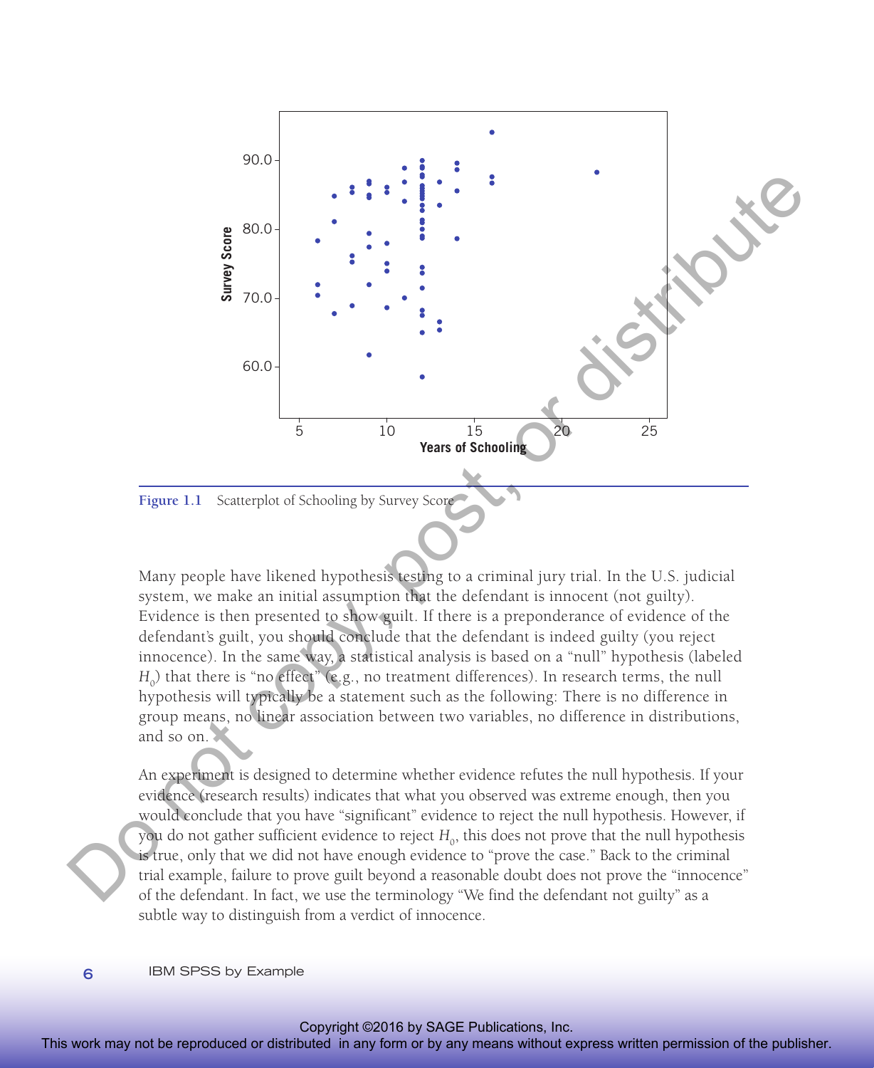Figure 1.1 Scatterplot of Schooling by Survey Score

Many people have likened hypothesis testing to a criminal jury trial. In the U.S. judicial system, we make an initial assumption that the defendant is innocent (not guilty). Evidence is then presented to show guilt. If there is a preponderance of evidence of the defendant's guilt, you should conclude that the defendant is indeed guilty (you reject innocence). In the same way, a statistical analysis is based on a "null" hypothesis (labeled $H_0$) that there is "no effect" (e.g., no treatment differences). In research terms, the null hypothesis will typically be a statement such as the following: There is no difference in group means, no linear association between two variables, no difference in distributions, and so on.

An experiment is designed to determine whether evidence refutes the null hypothesis. If your evidence (research results) indicates that what you observed was extreme enough, then you would conclude that you have "significant" evidence to reject the null hypothesis. However, if you do not gather sufficient evidence to reject $H_0$, this does not prove that the null hypothesis is true, only that we did not have enough evidence to "prove the case." Back to the criminal trial example, failure to prove guilt beyond a reasonable doubt does not prove the "innocence" of the defendant. In fact, we use the terminology "We find the defendant not guilty" as a subtle way to distinguish from a verdict of innocence.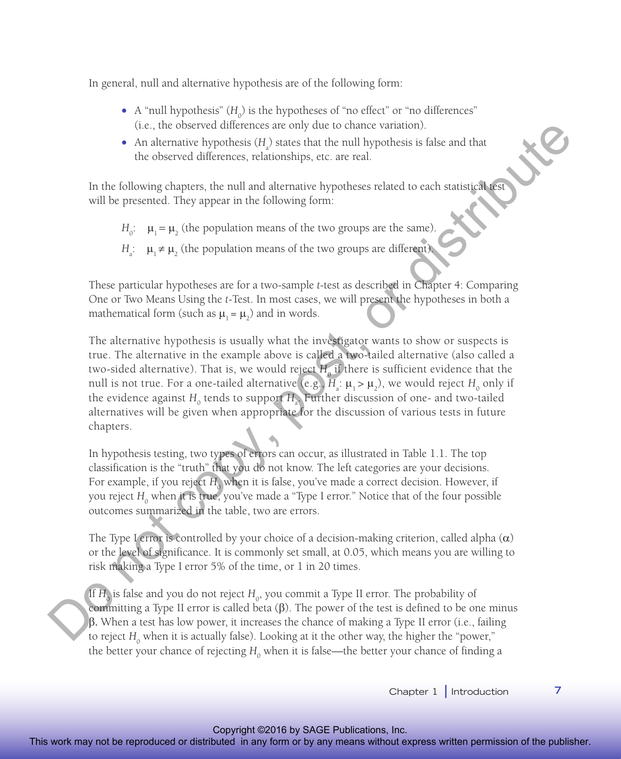In general, null and alternative hypothesis are of the following form:

- A "null hypothesis" ($H_0$) is the hypotheses of "no effect" or "no differences" (i.e., the observed differences are only due to chance variation).
- An alternative hypothesis ($H_a$) states that the null hypothesis is false and that the observed differences, relationships, etc. are real.

In the following chapters, the null and alternative hypotheses related to each statistical test will be presented. They appear in the following form:

$H_0$: $\mu_1 = \mu_2$ (the population means of the two groups are the same).

$H_a$: $\mu_1 \neq \mu_2$ (the population means of the two groups are different).

These particular hypotheses are for a two-sample *t*-test as described in Chapter 4: Comparing One or Two Means Using the *t*-Test. In most cases, we will present the hypotheses in both a mathematical form (such as $\mu_1 = \mu_2$) and in words.

The alternative hypothesis is usually what the investigator wants to show or suspects is true. The alternative in the example above is called a two-tailed alternative (also called a two-sided alternative). That is, we would reject $H_0$ if there is sufficient evidence that the null is not true. For a one-tailed alternative (e.g., $H_a$: $\mu_1 > \mu_2$), we would reject $H_0$ only if the evidence against $H_0$ tends to support $H_a$. Further discussion of one- and two-tailed alternatives will be given when appropriate for the discussion of various tests in future chapters.

In hypothesis testing, two types of errors can occur, as illustrated in Table 1.1. The top classification is the "truth" that you do not know. The left categories are your decisions. For example, if you reject $H_0$ when it is false, you've made a correct decision. However, if you reject $H_0$ when it is true, you've made a "Type I error." Notice that of the four possible outcomes summarized in the table, two are errors.

The Type I error is controlled by your choice of a decision-making criterion, called alpha ($\alpha$) or the level of significance. It is commonly set small, at 0.05, which means you are willing to risk making a Type I error 5% of the time, or 1 in 20 times.

If $H_0$ is false and you do not reject $H_0$, you commit a Type II error. The probability of committing a Type II error is called beta ($\beta$). The power of the test is defined to be one minus $\beta$. When a test has low power, it increases the chance of making a Type II error (i.e., failing to reject $H_0$ when it is actually false). Looking at it the other way, the higher the "power," the better your chance of rejecting $H_0$ when it is false—the better your chance of finding a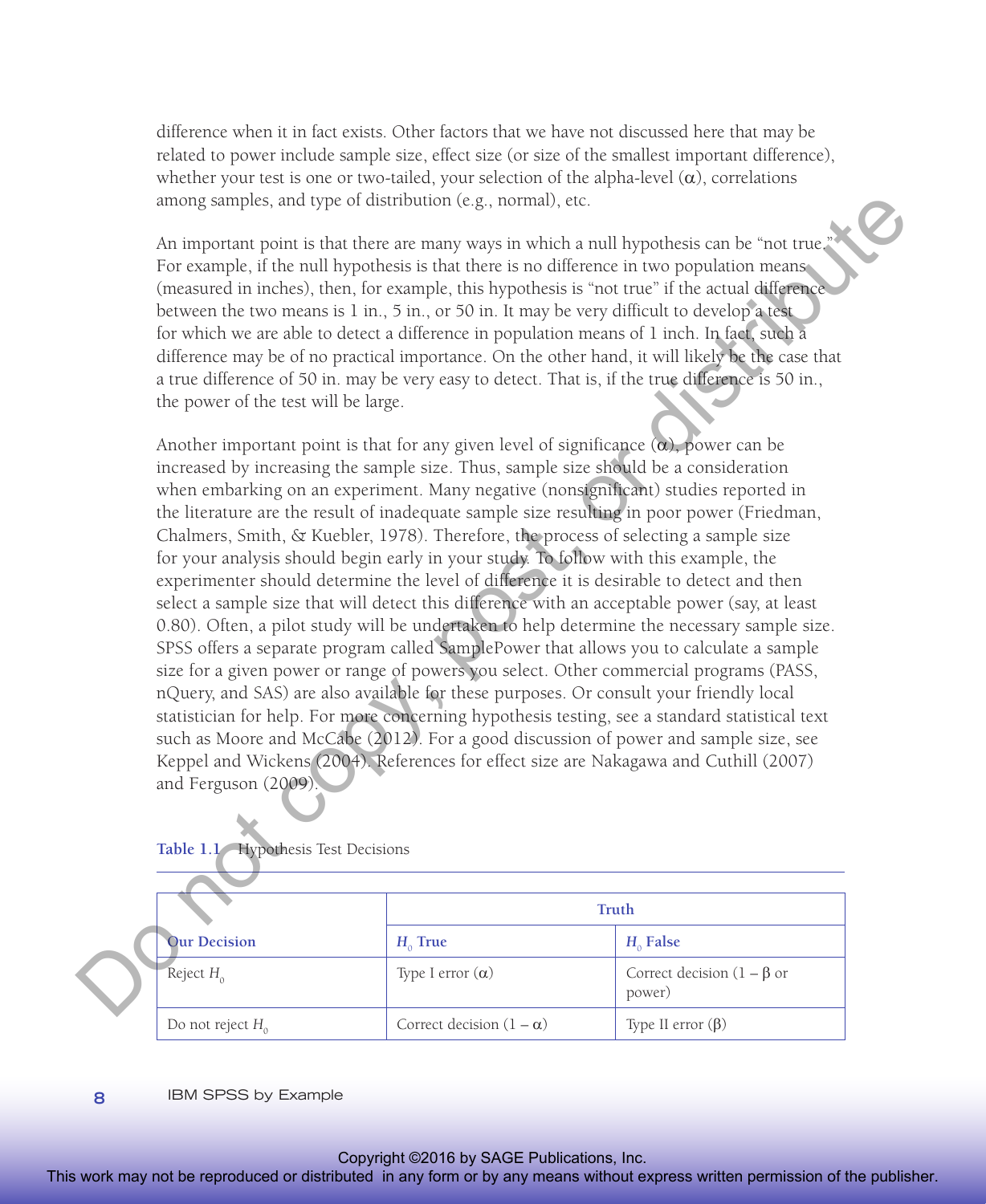difference when it in fact exists. Other factors that we have not discussed here that may be related to power include sample size, effect size (or size of the smallest important difference), whether your test is one or two-tailed, your selection of the alpha-level ($\alpha$), correlations among samples, and type of distribution (e.g., normal), etc.

An important point is that there are many ways in which a null hypothesis can be "not true." For example, if the null hypothesis is that there is no difference in two population means (measured in inches), then, for example, this hypothesis is "not true" if the actual difference between the two means is 1 in., 5 in., or 50 in. It may be very difficult to develop a test for which we are able to detect a difference in population means of 1 inch. In fact, such a difference may be of no practical importance. On the other hand, it will likely be the case that a true difference of 50 in. may be very easy to detect. That is, if the true difference is 50 in., the power of the test will be large.

Another important point is that for any given level of significance ($\alpha$), power can be increased by increasing the sample size. Thus, sample size should be a consideration when embarking on an experiment. Many negative (nonsignificant) studies reported in the literature are the result of inadequate sample size resulting in poor power (Friedman, Chalmers, Smith, & Kuebler, 1978). Therefore, the process of selecting a sample size for your analysis should begin early in your study. To follow with this example, the experimenter should determine the level of difference it is desirable to detect and then select a sample size that will detect this difference with an acceptable power (say, at least 0.80). Often, a pilot study will be undertaken to help determine the necessary sample size. SPSS offers a separate program called SamplePower that allows you to calculate a sample size for a given power or range of powers you select. Other commercial programs (PASS, nQuery, and SAS) are also available for these purposes. Or consult your friendly local statistician for help. For more concerning hypothesis testing, see a standard statistical text such as Moore and McCabe (2012). For a good discussion of power and sample size, see Keppel and Wickens (2004). References for effect size are Nakagawa and Cuthill (2007) and Ferguson (2009).

**Table 1.1** Hypothesis Test Decisions

| | **Truth** | |
|---|---|---|
| **Our Decision** | **$H_0$ True** | **$H_0$ False** |
| Reject $H_0$ | Type I error ($\alpha$) | Correct decision ($1 - \beta$ or power) |
| Do not reject $H_0$ | Correct decision ($1 - \alpha$) | Type II error ($\beta$) |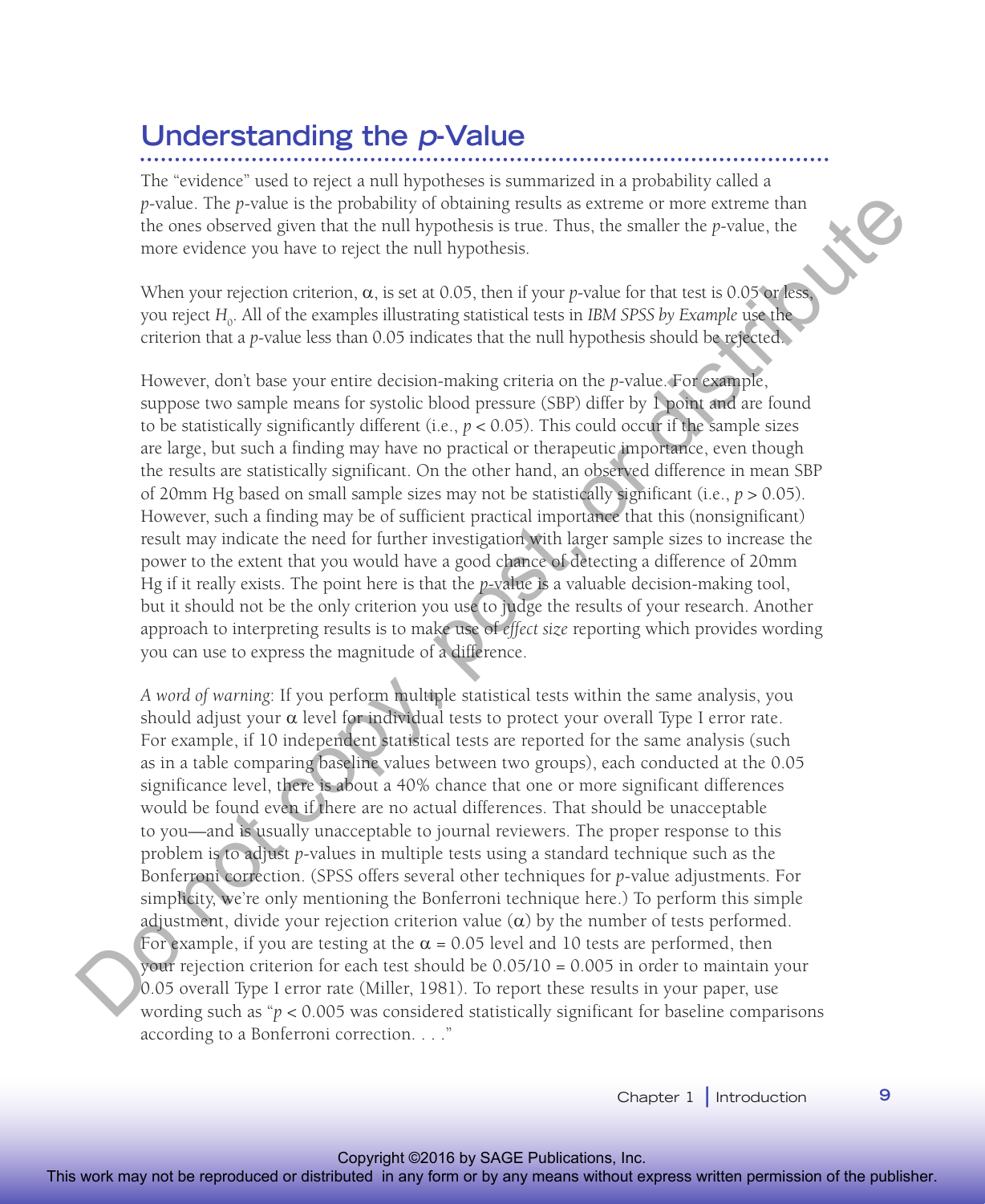## Understanding the *p*-Value

The "evidence" used to reject a null hypotheses is summarized in a probability called a *p*-value. The *p*-value is the probability of obtaining results as extreme or more extreme than the ones observed given that the null hypothesis is true. Thus, the smaller the *p*-value, the more evidence you have to reject the null hypothesis.

When your rejection criterion, $\alpha$, is set at 0.05, then if your *p*-value for that test is 0.05 or less, you reject $H_0$. All of the examples illustrating statistical tests in *IBM SPSS by Example* use the criterion that a *p*-value less than 0.05 indicates that the null hypothesis should be rejected.

However, don't base your entire decision-making criteria on the *p*-value. For example, suppose two sample means for systolic blood pressure (SBP) differ by 1 point and are found to be statistically significantly different (i.e., $p < 0.05$). This could occur if the sample sizes are large, but such a finding may have no practical or therapeutic importance, even though the results are statistically significant. On the other hand, an observed difference in mean SBP of 20mm Hg based on small sample sizes may not be statistically significant (i.e., $p > 0.05$). However, such a finding may be of sufficient practical importance that this (nonsignificant) result may indicate the need for further investigation with larger sample sizes to increase the power to the extent that you would have a good chance of detecting a difference of 20mm Hg if it really exists. The point here is that the *p*-value is a valuable decision-making tool, but it should not be the only criterion you use to judge the results of your research. Another approach to interpreting results is to make use of *effect size* reporting which provides wording you can use to express the magnitude of a difference.

*A word of warning*: If you perform multiple statistical tests within the same analysis, you should adjust your $\alpha$ level for individual tests to protect your overall Type I error rate. For example, if 10 independent statistical tests are reported for the same analysis (such as in a table comparing baseline values between two groups), each conducted at the 0.05 significance level, there is about a 40% chance that one or more significant differences would be found even if there are no actual differences. That should be unacceptable to you—and is usually unacceptable to journal reviewers. The proper response to this problem is to adjust *p*-values in multiple tests using a standard technique such as the Bonferroni correction. (SPSS offers several other techniques for *p*-value adjustments. For simplicity, we're only mentioning the Bonferroni technique here.) To perform this simple adjustment, divide your rejection criterion value ($\alpha$) by the number of tests performed. For example, if you are testing at the $\alpha = 0.05$ level and 10 tests are performed, then your rejection criterion for each test should be $0.05/10 = 0.005$ in order to maintain your 0.05 overall Type I error rate (Miller, 1981). To report these results in your paper, use wording such as "$p < 0.005$ was considered statistically significant for baseline comparisons according to a Bonferroni correction. . . ."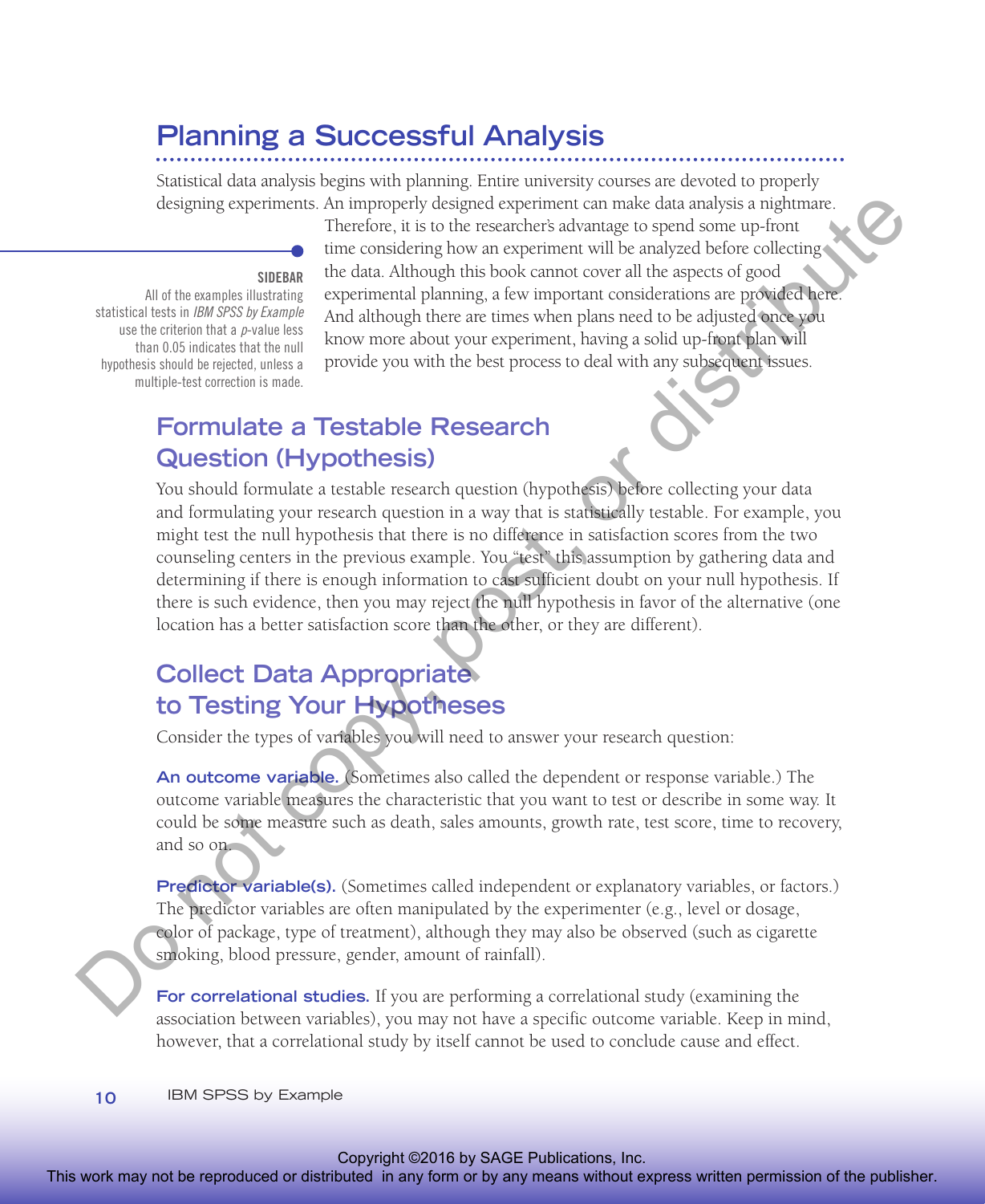## Planning a Successful Analysis

Statistical data analysis begins with planning. Entire university courses are devoted to properly designing experiments. An improperly designed experiment can make data analysis a nightmare. Therefore, it is to the researcher's advantage to spend some up-front time considering how an experiment will be analyzed before collecting the data. Although this book cannot cover all the aspects of good experimental planning, a few important considerations are provided here. And although there are times when plans need to be adjusted once you know more about your experiment, having a solid up-front plan will provide you with the best process to deal with any subsequent issues.

**SIDEBAR**

All of the examples illustrating statistical tests in *IBM SPSS by Example* use the criterion that a *p*-value less than 0.05 indicates that the null hypothesis should be rejected, unless a multiple-test correction is made.

### Formulate a Testable Research Question (Hypothesis)

You should formulate a testable research question (hypothesis) before collecting your data and formulating your research question in a way that is statistically testable. For example, you might test the null hypothesis that there is no difference in satisfaction scores from the two counseling centers in the previous example. You "test" this assumption by gathering data and determining if there is enough information to cast sufficient doubt on your null hypothesis. If there is such evidence, then you may reject the null hypothesis in favor of the alternative (one location has a better satisfaction score than the other, or they are different).

### Collect Data Appropriate to Testing Your Hypotheses

Consider the types of variables you will need to answer your research question:

**An outcome variable.** (Sometimes also called the dependent or response variable.) The outcome variable measures the characteristic that you want to test or describe in some way. It could be some measure such as death, sales amounts, growth rate, test score, time to recovery, and so on.

**Predictor variable(s).** (Sometimes called independent or explanatory variables, or factors.) The predictor variables are often manipulated by the experimenter (e.g., level or dosage, color of package, type of treatment), although they may also be observed (such as cigarette smoking, blood pressure, gender, amount of rainfall).

**For correlational studies.** If you are performing a correlational study (examining the association between variables), you may not have a specific outcome variable. Keep in mind, however, that a correlational study by itself cannot be used to conclude cause and effect.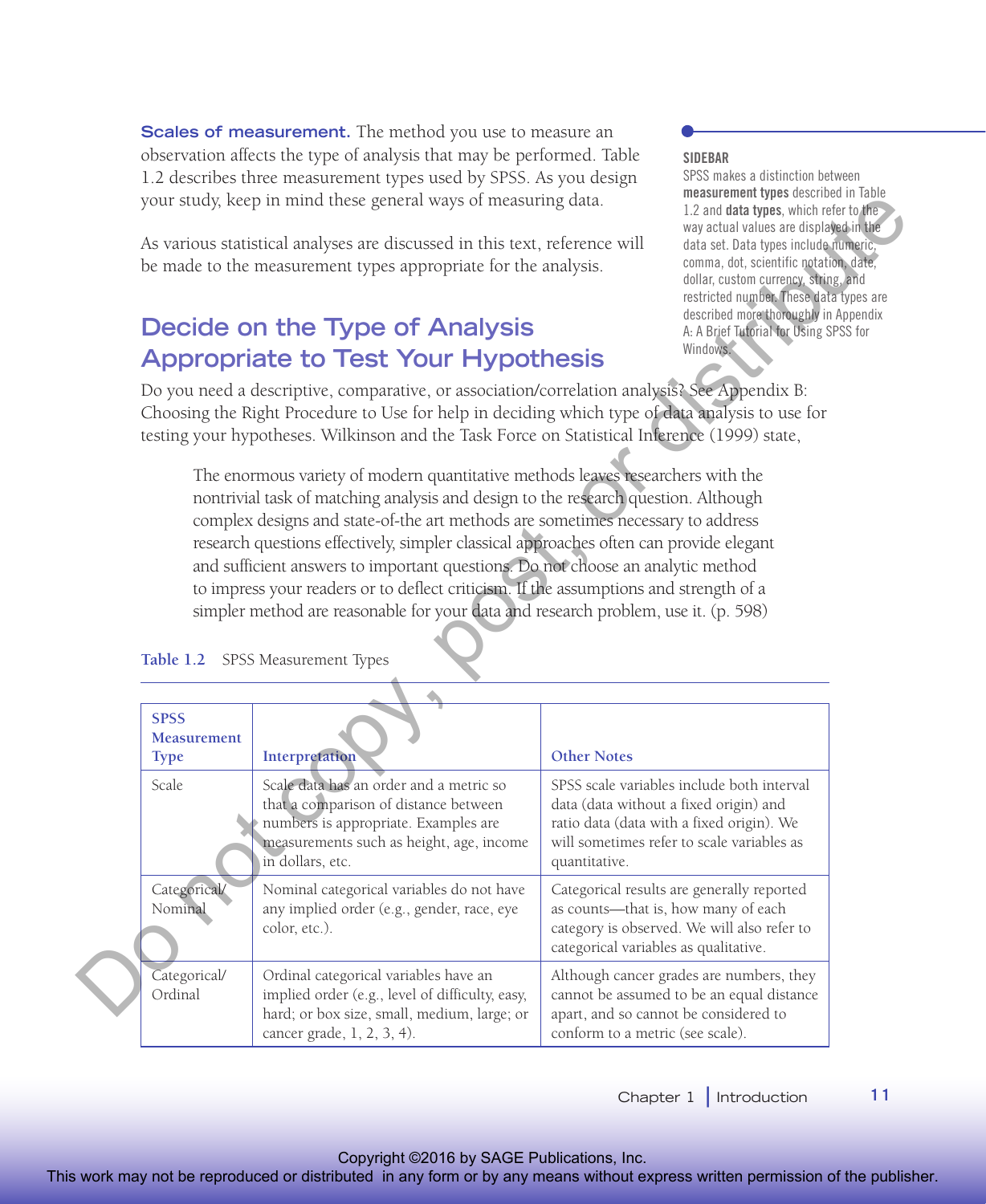**Scales of measurement.** The method you use to measure an observation affects the type of analysis that may be performed. Table 1.2 describes three measurement types used by SPSS. As you design your study, keep in mind these general ways of measuring data.

As various statistical analyses are discussed in this text, reference will be made to the measurement types appropriate for the analysis.

**SIDEBAR**

SPSS makes a distinction between **measurement types** described in Table 1.2 and **data types**, which refer to the way actual values are displayed in the data set. Data types include numeric, comma, dot, scientific notation, date, dollar, custom currency, string, and restricted number. These data types are described more thoroughly in Appendix A: A Brief Tutorial for Using SPSS for Windows.

## Decide on the Type of Analysis Appropriate to Test Your Hypothesis

Do you need a descriptive, comparative, or association/correlation analysis? See Appendix B: Choosing the Right Procedure to Use for help in deciding which type of data analysis to use for testing your hypotheses. Wilkinson and the Task Force on Statistical Inference (1999) state,

> The enormous variety of modern quantitative methods leaves researchers with the nontrivial task of matching analysis and design to the research question. Although complex designs and state-of-the art methods are sometimes necessary to address research questions effectively, simpler classical approaches often can provide elegant and sufficient answers to important questions. Do not choose an analytic method to impress your readers or to deflect criticism. If the assumptions and strength of a simpler method are reasonable for your data and research problem, use it. (p. 598)

**Table 1.2** SPSS Measurement Types

| SPSS Measurement Type | Interpretation | Other Notes |
|---|---|---|
| Scale | Scale data has an order and a metric so that a comparison of distance between numbers is appropriate. Examples are measurements such as height, age, income in dollars, etc. | SPSS scale variables include both interval data (data without a fixed origin) and ratio data (data with a fixed origin). We will sometimes refer to scale variables as quantitative. |
| Categorical/ Nominal | Nominal categorical variables do not have any implied order (e.g., gender, race, eye color, etc.). | Categorical results are generally reported as counts—that is, how many of each category is observed. We will also refer to categorical variables as qualitative. |
| Categorical/ Ordinal | Ordinal categorical variables have an implied order (e.g., level of difficulty, easy, hard; or box size, small, medium, large; or cancer grade, 1, 2, 3, 4). | Although cancer grades are numbers, they cannot be assumed to be an equal distance apart, and so cannot be considered to conform to a metric (see scale). |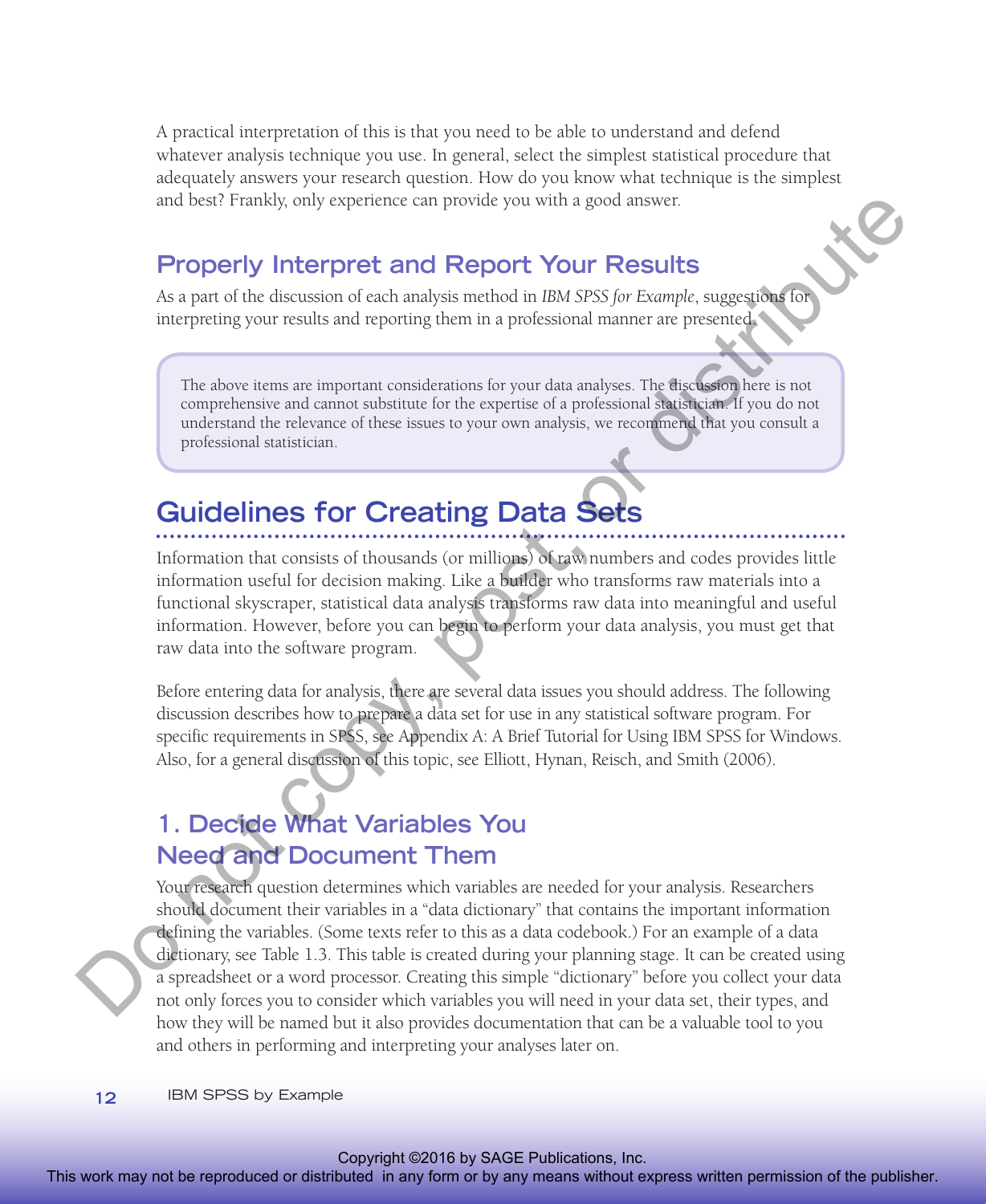A practical interpretation of this is that you need to be able to understand and defend whatever analysis technique you use. In general, select the simplest statistical procedure that adequately answers your research question. How do you know what technique is the simplest and best? Frankly, only experience can provide you with a good answer.

### Properly Interpret and Report Your Results

As a part of the discussion of each analysis method in *IBM SPSS for Example*, suggestions for interpreting your results and reporting them in a professional manner are presented.

> The above items are important considerations for your data analyses. The discussion here is not comprehensive and cannot substitute for the expertise of a professional statistician. If you do not understand the relevance of these issues to your own analysis, we recommend that you consult a professional statistician.

## Guidelines for Creating Data Sets

Information that consists of thousands (or millions) of raw numbers and codes provides little information useful for decision making. Like a builder who transforms raw materials into a functional skyscraper, statistical data analysis transforms raw data into meaningful and useful information. However, before you can begin to perform your data analysis, you must get that raw data into the software program.

Before entering data for analysis, there are several data issues you should address. The following discussion describes how to prepare a data set for use in any statistical software program. For specific requirements in SPSS, see Appendix A: A Brief Tutorial for Using IBM SPSS for Windows. Also, for a general discussion of this topic, see Elliott, Hynan, Reisch, and Smith (2006).

### 1. Decide What Variables You Need and Document Them

Your research question determines which variables are needed for your analysis. Researchers should document their variables in a "data dictionary" that contains the important information defining the variables. (Some texts refer to this as a data codebook.) For an example of a data dictionary, see Table 1.3. This table is created during your planning stage. It can be created using a spreadsheet or a word processor. Creating this simple "dictionary" before you collect your data not only forces you to consider which variables you will need in your data set, their types, and how they will be named but it also provides documentation that can be a valuable tool to you and others in performing and interpreting your analyses later on.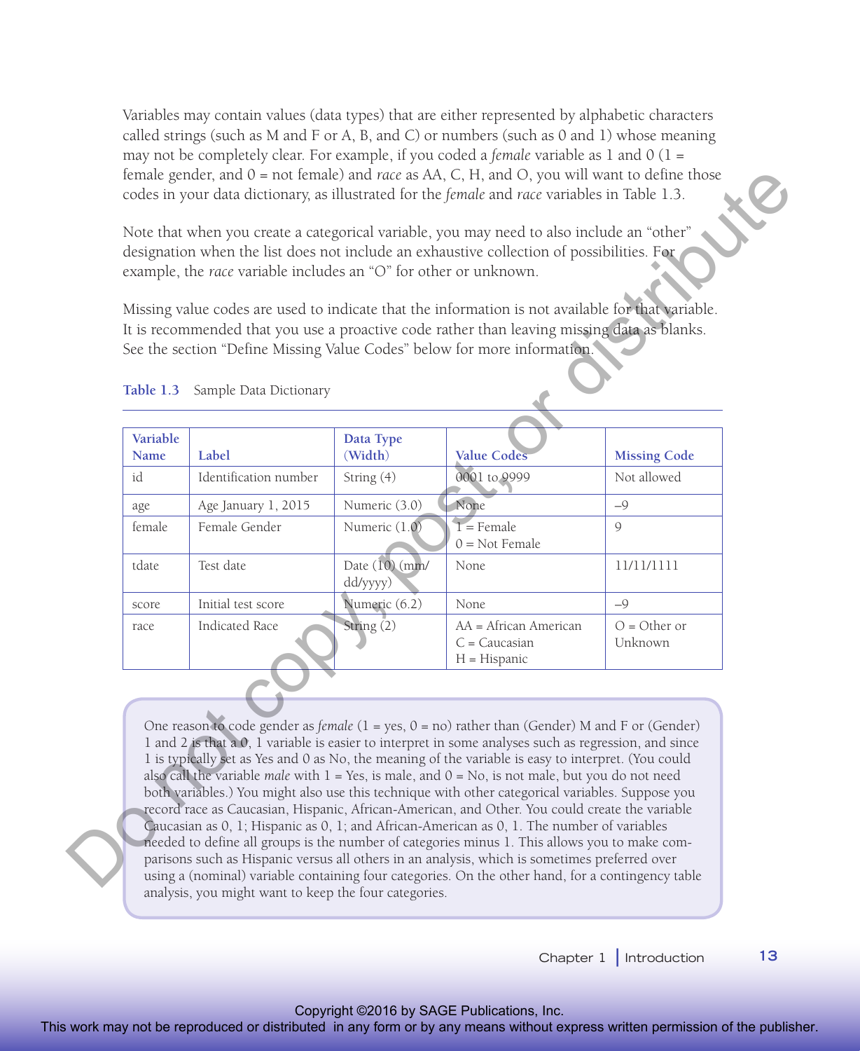Variables may contain values (data types) that are either represented by alphabetic characters called strings (such as M and F or A, B, and C) or numbers (such as 0 and 1) whose meaning may not be completely clear. For example, if you coded a *female* variable as 1 and 0 (1 = female gender, and 0 = not female) and *race* as AA, C, H, and O, you will want to define those codes in your data dictionary, as illustrated for the *female* and *race* variables in Table 1.3.

Note that when you create a categorical variable, you may need to also include an "other" designation when the list does not include an exhaustive collection of possibilities. For example, the *race* variable includes an "O" for other or unknown.

Missing value codes are used to indicate that the information is not available for that variable. It is recommended that you use a proactive code rather than leaving missing data as blanks. See the section "Define Missing Value Codes" below for more information.

**Table 1.3** Sample Data Dictionary

| Variable Name | Label | Data Type (Width) | Value Codes | Missing Code |
|---|---|---|---|---|
| id | Identification number | String (4) | 0001 to 9999 | Not allowed |
| age | Age January 1, 2015 | Numeric (3.0) | None | –9 |
| female | Female Gender | Numeric (1.0) | 1 = Female<br>0 = Not Female | 9 |
| tdate | Test date | Date (10) (mm/dd/yyyy) | None | 11/11/1111 |
| score | Initial test score | Numeric (6.2) | None | –9 |
| race | Indicated Race | String (2) | AA = African American<br>C = Caucasian<br>H = Hispanic | O = Other or Unknown |

> One reason to code gender as *female* (1 = yes, 0 = no) rather than (Gender) M and F or (Gender) 1 and 2 is that a 0, 1 variable is easier to interpret in some analyses such as regression, and since 1 is typically set as Yes and 0 as No, the meaning of the variable is easy to interpret. (You could also call the variable *male* with 1 = Yes, is male, and 0 = No, is not male, but you do not need both variables.) You might also use this technique with other categorical variables. Suppose you record race as Caucasian, Hispanic, African-American, and Other. You could create the variable Caucasian as 0, 1; Hispanic as 0, 1; and African-American as 0, 1. The number of variables needed to define all groups is the number of categories minus 1. This allows you to make comparisons such as Hispanic versus all others in an analysis, which is sometimes preferred over using a (nominal) variable containing four categories. On the other hand, for a contingency table analysis, you might want to keep the four categories.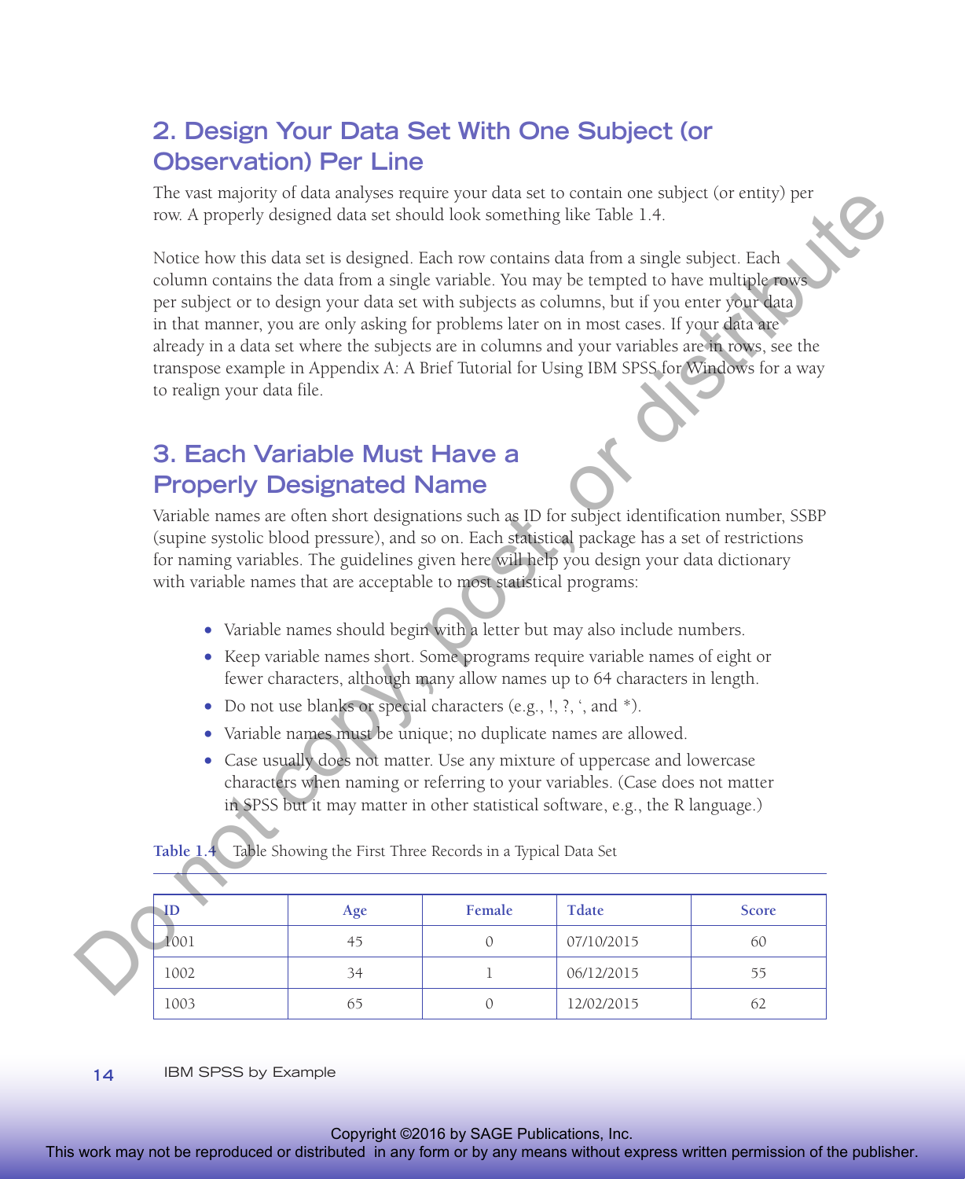## 2. Design Your Data Set With One Subject (or Observation) Per Line

The vast majority of data analyses require your data set to contain one subject (or entity) per row. A properly designed data set should look something like Table 1.4.

Notice how this data set is designed. Each row contains data from a single subject. Each column contains the data from a single variable. You may be tempted to have multiple rows per subject or to design your data set with subjects as columns, but if you enter your data in that manner, you are only asking for problems later on in most cases. If your data are already in a data set where the subjects are in columns and your variables are in rows, see the transpose example in Appendix A: A Brief Tutorial for Using IBM SPSS for Windows for a way to realign your data file.

## 3. Each Variable Must Have a Properly Designated Name

Variable names are often short designations such as ID for subject identification number, SSBP (supine systolic blood pressure), and so on. Each statistical package has a set of restrictions for naming variables. The guidelines given here will help you design your data dictionary with variable names that are acceptable to most statistical programs:

- Variable names should begin with a letter but may also include numbers.
- Keep variable names short. Some programs require variable names of eight or fewer characters, although many allow names up to 64 characters in length.
- Do not use blanks or special characters (e.g., !, ?, ‘, and *).
- Variable names must be unique; no duplicate names are allowed.
- Case usually does not matter. Use any mixture of uppercase and lowercase characters when naming or referring to your variables. (Case does not matter in SPSS but it may matter in other statistical software, e.g., the R language.)

**Table 1.4** Table Showing the First Three Records in a Typical Data Set

| ID | Age | Female | Tdate | Score |
|---|---|---|---|---|
| 1001 | 45 | 0 | 07/10/2015 | 60 |
| 1002 | 34 | 1 | 06/12/2015 | 55 |
| 1003 | 65 | 0 | 12/02/2015 | 62 |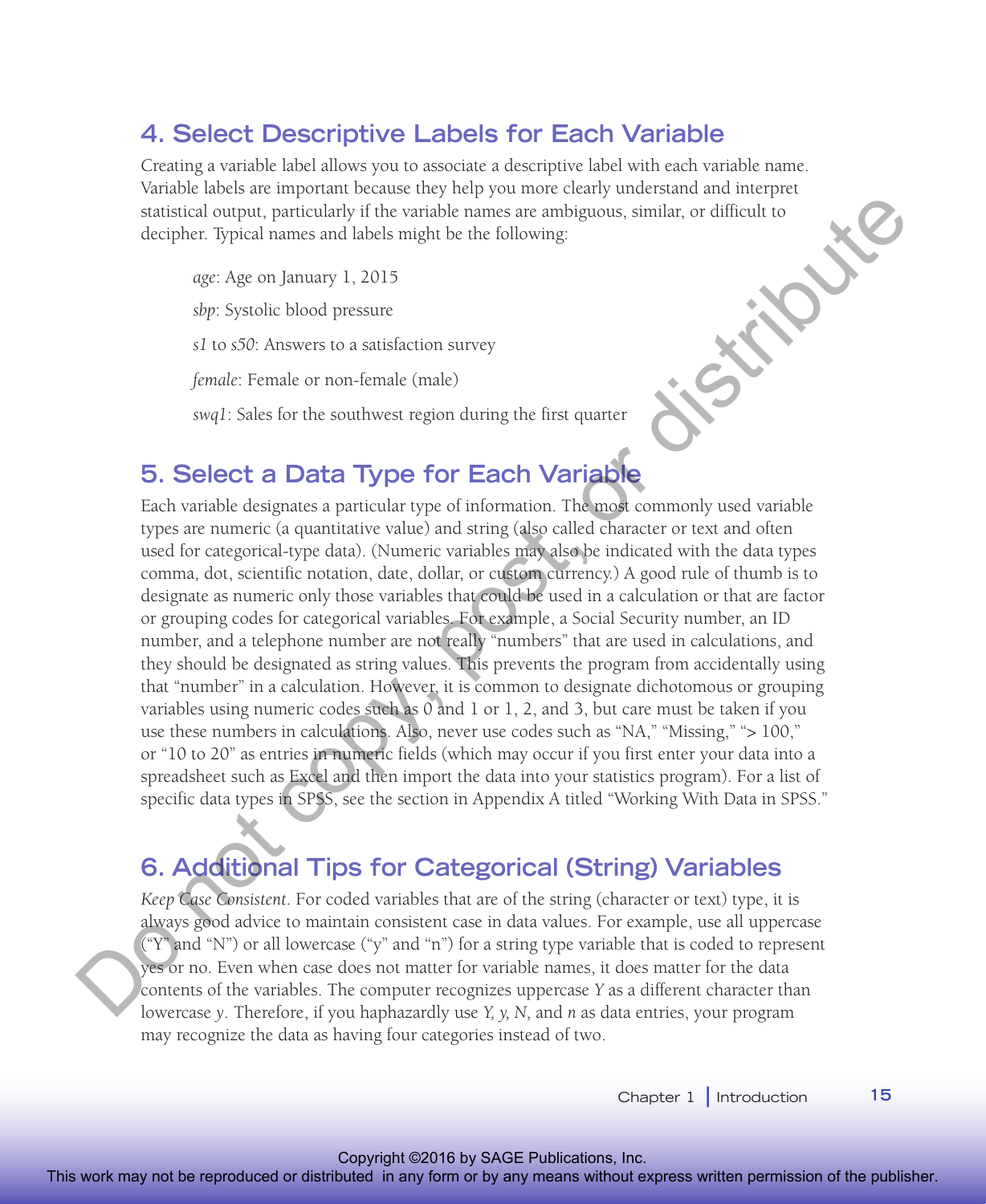## 4. Select Descriptive Labels for Each Variable

Creating a variable label allows you to associate a descriptive label with each variable name. Variable labels are important because they help you more clearly understand and interpret statistical output, particularly if the variable names are ambiguous, similar, or difficult to decipher. Typical names and labels might be the following:

*age*: Age on January 1, 2015

*sbp*: Systolic blood pressure

*s1* to *s50*: Answers to a satisfaction survey

*female*: Female or non-female (male)

*swq1*: Sales for the southwest region during the first quarter

## 5. Select a Data Type for Each Variable

Each variable designates a particular type of information. The most commonly used variable types are numeric (a quantitative value) and string (also called character or text and often used for categorical-type data). (Numeric variables may also be indicated with the data types comma, dot, scientific notation, date, dollar, or custom currency.) A good rule of thumb is to designate as numeric only those variables that could be used in a calculation or that are factor or grouping codes for categorical variables. For example, a Social Security number, an ID number, and a telephone number are not really "numbers" that are used in calculations, and they should be designated as string values. This prevents the program from accidentally using that "number" in a calculation. However, it is common to designate dichotomous or grouping variables using numeric codes such as 0 and 1 or 1, 2, and 3, but care must be taken if you use these numbers in calculations. Also, never use codes such as "NA," "Missing," "> 100," or "10 to 20" as entries in numeric fields (which may occur if you first enter your data into a spreadsheet such as Excel and then import the data into your statistics program). For a list of specific data types in SPSS, see the section in Appendix A titled "Working With Data in SPSS."

## 6. Additional Tips for Categorical (String) Variables

*Keep Case Consistent*. For coded variables that are of the string (character or text) type, it is always good advice to maintain consistent case in data values. For example, use all uppercase ("Y" and "N") or all lowercase ("y" and "n") for a string type variable that is coded to represent yes or no. Even when case does not matter for variable names, it does matter for the data contents of the variables. The computer recognizes uppercase *Y* as a different character than lowercase *y*. Therefore, if you haphazardly use *Y, y, N,* and *n* as data entries, your program may recognize the data as having four categories instead of two.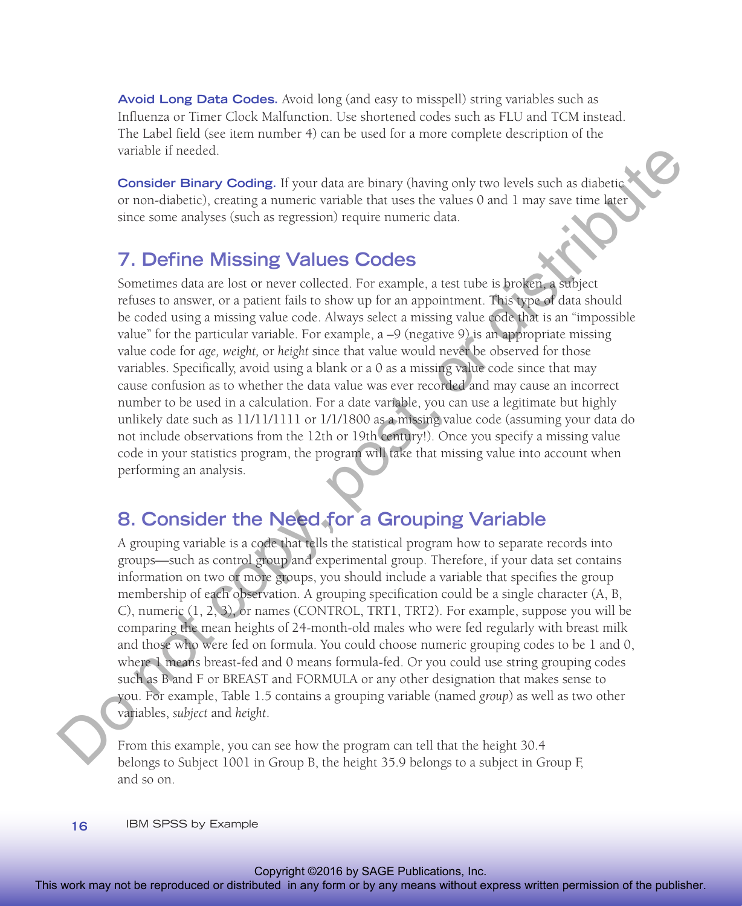**Avoid Long Data Codes.** Avoid long (and easy to misspell) string variables such as Influenza or Timer Clock Malfunction. Use shortened codes such as FLU and TCM instead. The Label field (see item number 4) can be used for a more complete description of the variable if needed.

**Consider Binary Coding.** If your data are binary (having only two levels such as diabetic or non-diabetic), creating a numeric variable that uses the values 0 and 1 may save time later since some analyses (such as regression) require numeric data.

## 7. Define Missing Values Codes

Sometimes data are lost or never collected. For example, a test tube is broken, a subject refuses to answer, or a patient fails to show up for an appointment. This type of data should be coded using a missing value code. Always select a missing value code that is an "impossible value" for the particular variable. For example, a –9 (negative 9) is an appropriate missing value code for *age, weight,* or *height* since that value would never be observed for those variables. Specifically, avoid using a blank or a 0 as a missing value code since that may cause confusion as to whether the data value was ever recorded and may cause an incorrect number to be used in a calculation. For a date variable, you can use a legitimate but highly unlikely date such as 11/11/1111 or 1/1/1800 as a missing value code (assuming your data do not include observations from the 12th or 19th century!). Once you specify a missing value code in your statistics program, the program will take that missing value into account when performing an analysis.

## 8. Consider the Need for a Grouping Variable

A grouping variable is a code that tells the statistical program how to separate records into groups—such as control group and experimental group. Therefore, if your data set contains information on two or more groups, you should include a variable that specifies the group membership of each observation. A grouping specification could be a single character (A, B, C), numeric (1, 2, 3), or names (CONTROL, TRT1, TRT2). For example, suppose you will be comparing the mean heights of 24-month-old males who were fed regularly with breast milk and those who were fed on formula. You could choose numeric grouping codes to be 1 and 0, where 1 means breast-fed and 0 means formula-fed. Or you could use string grouping codes such as B and F or BREAST and FORMULA or any other designation that makes sense to you. For example, Table 1.5 contains a grouping variable (named *group*) as well as two other variables, *subject* and *height*.

From this example, you can see how the program can tell that the height 30.4 belongs to Subject 1001 in Group B, the height 35.9 belongs to a subject in Group F, and so on.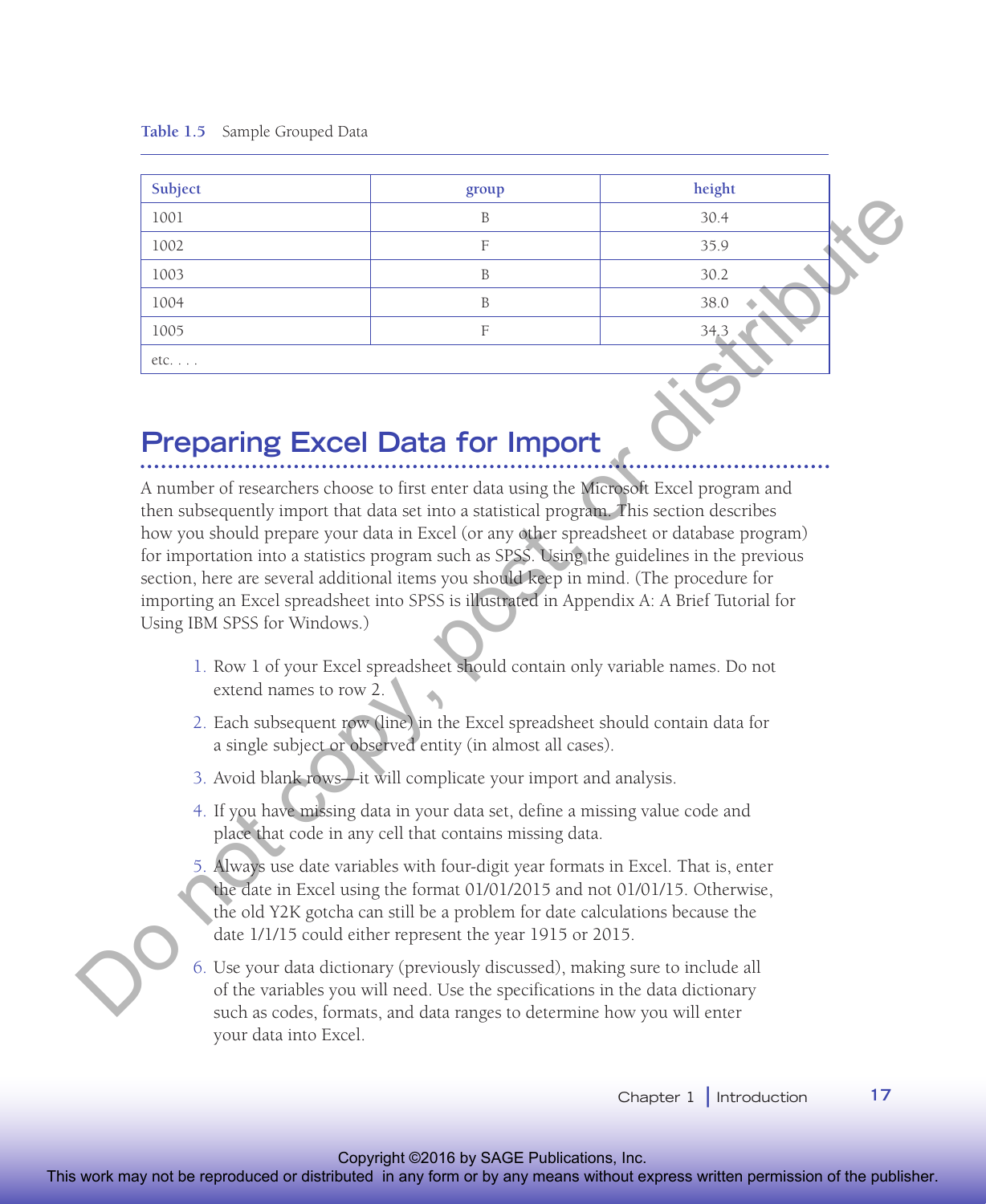**Table 1.5** Sample Grouped Data

| Subject | group | height |
|---|---|---|
| 1001 | B | 30.4 |
| 1002 | F | 35.9 |
| 1003 | B | 30.2 |
| 1004 | B | 38.0 |
| 1005 | F | 34.3 |
| etc. . . . | | |

## Preparing Excel Data for Import

A number of researchers choose to first enter data using the Microsoft Excel program and then subsequently import that data set into a statistical program. This section describes how you should prepare your data in Excel (or any other spreadsheet or database program) for importation into a statistics program such as SPSS. Using the guidelines in the previous section, here are several additional items you should keep in mind. (The procedure for importing an Excel spreadsheet into SPSS is illustrated in Appendix A: A Brief Tutorial for Using IBM SPSS for Windows.)

1. Row 1 of your Excel spreadsheet should contain only variable names. Do not extend names to row 2.
2. Each subsequent row (line) in the Excel spreadsheet should contain data for a single subject or observed entity (in almost all cases).
3. Avoid blank rows—it will complicate your import and analysis.
4. If you have missing data in your data set, define a missing value code and place that code in any cell that contains missing data.
5. Always use date variables with four-digit year formats in Excel. That is, enter the date in Excel using the format 01/01/2015 and not 01/01/15. Otherwise, the old Y2K gotcha can still be a problem for date calculations because the date 1/1/15 could either represent the year 1915 or 2015.
6. Use your data dictionary (previously discussed), making sure to include all of the variables you will need. Use the specifications in the data dictionary such as codes, formats, and data ranges to determine how you will enter your data into Excel.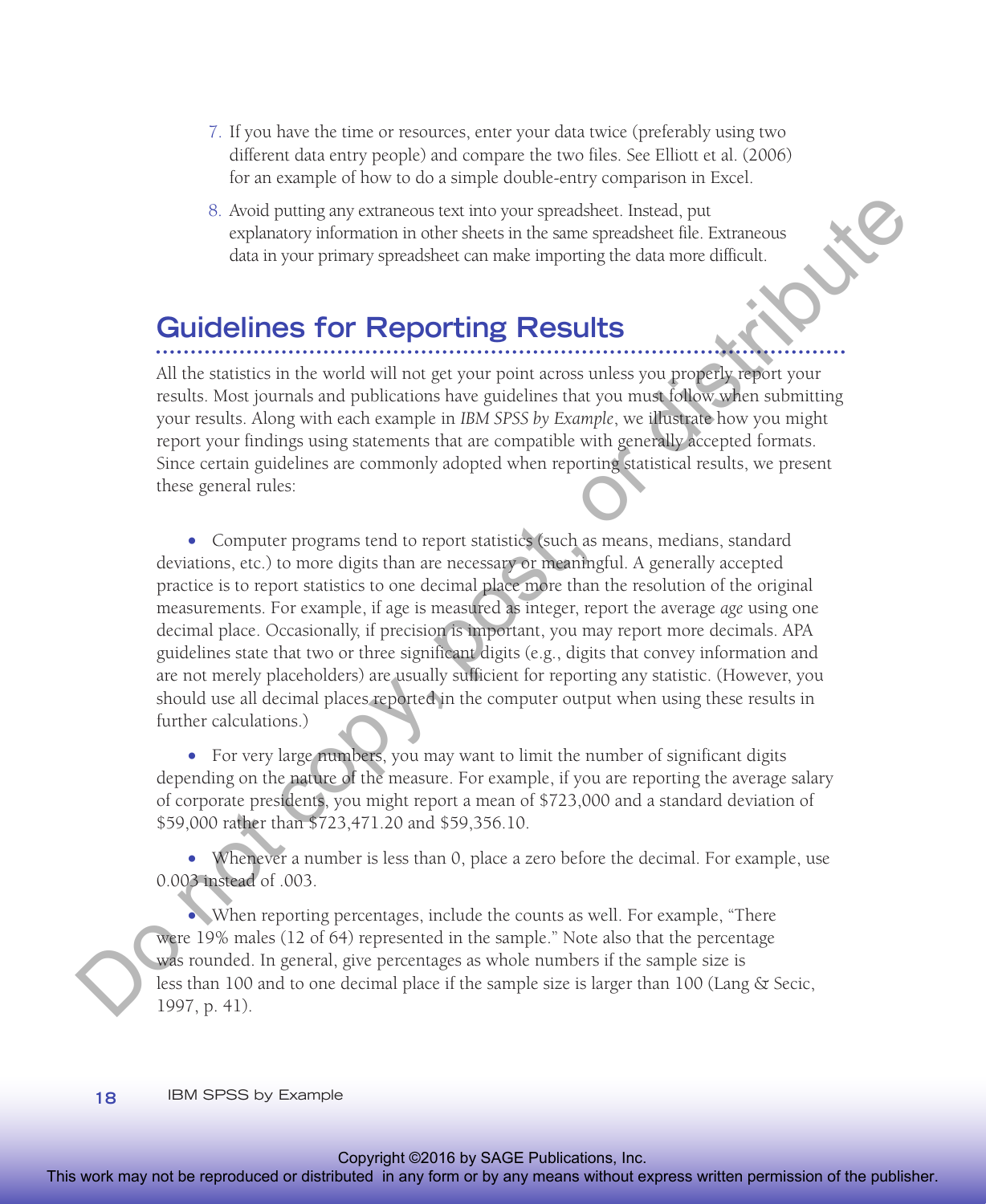7. If you have the time or resources, enter your data twice (preferably using two different data entry people) and compare the two files. See Elliott et al. (2006) for an example of how to do a simple double-entry comparison in Excel.

8. Avoid putting any extraneous text into your spreadsheet. Instead, put explanatory information in other sheets in the same spreadsheet file. Extraneous data in your primary spreadsheet can make importing the data more difficult.

## Guidelines for Reporting Results

All the statistics in the world will not get your point across unless you properly report your results. Most journals and publications have guidelines that you must follow when submitting your results. Along with each example in *IBM SPSS by Example*, we illustrate how you might report your findings using statements that are compatible with generally accepted formats. Since certain guidelines are commonly adopted when reporting statistical results, we present these general rules:

- Computer programs tend to report statistics (such as means, medians, standard deviations, etc.) to more digits than are necessary or meaningful. A generally accepted practice is to report statistics to one decimal place more than the resolution of the original measurements. For example, if age is measured as integer, report the average *age* using one decimal place. Occasionally, if precision is important, you may report more decimals. APA guidelines state that two or three significant digits (e.g., digits that convey information and are not merely placeholders) are usually sufficient for reporting any statistic. (However, you should use all decimal places reported in the computer output when using these results in further calculations.)

- For very large numbers, you may want to limit the number of significant digits depending on the nature of the measure. For example, if you are reporting the average salary of corporate presidents, you might report a mean of $723,000 and a standard deviation of $59,000 rather than $723,471.20 and $59,356.10.

- Whenever a number is less than 0, place a zero before the decimal. For example, use 0.003 instead of .003.

- When reporting percentages, include the counts as well. For example, "There were 19% males (12 of 64) represented in the sample." Note also that the percentage was rounded. In general, give percentages as whole numbers if the sample size is less than 100 and to one decimal place if the sample size is larger than 100 (Lang & Secic, 1997, p. 41).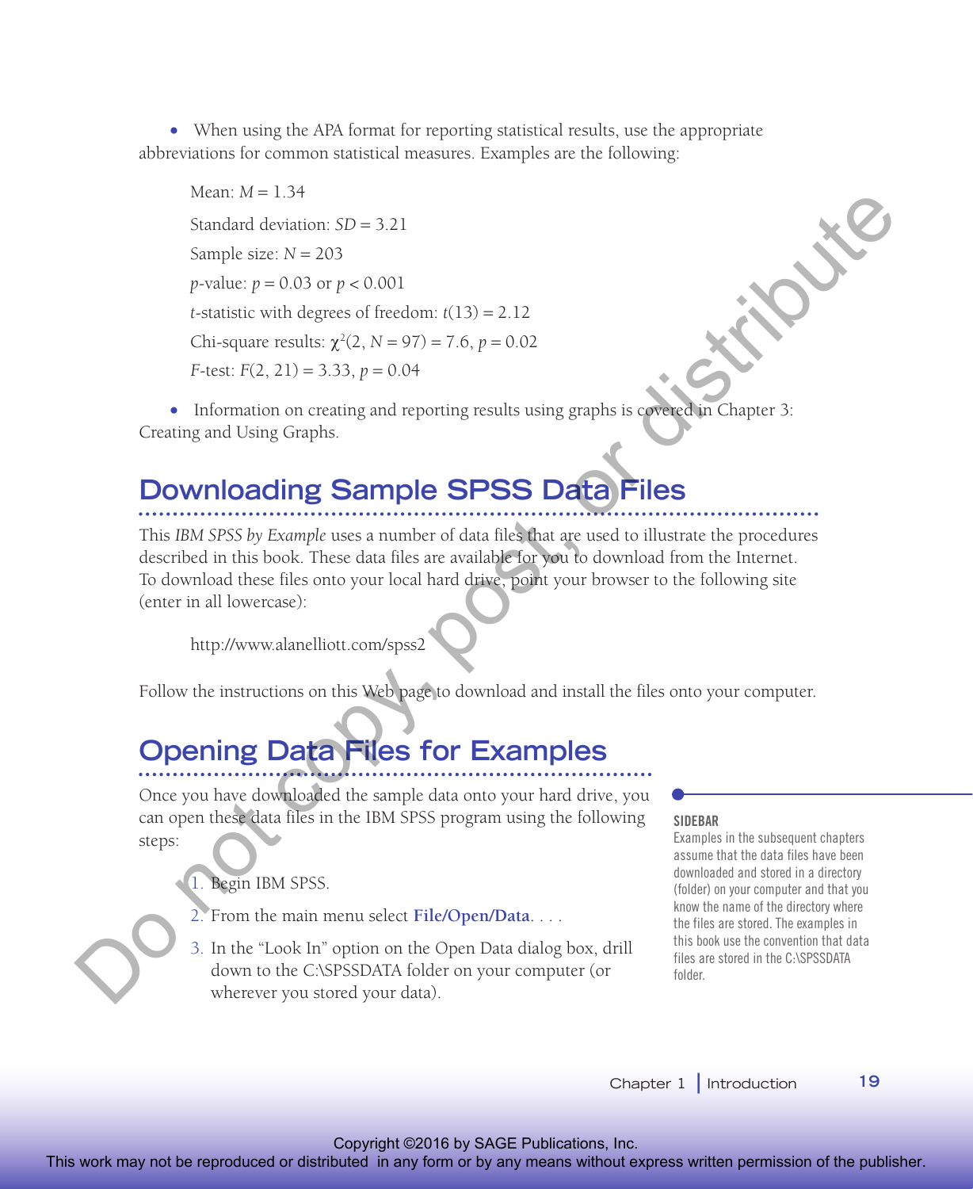- When using the APA format for reporting statistical results, use the appropriate abbreviations for common statistical measures. Examples are the following:

  Mean: $M = 1.34$

  Standard deviation: $SD = 3.21$

  Sample size: $N = 203$

  $p$-value: $p = 0.03$ or $p < 0.001$

  $t$-statistic with degrees of freedom: $t(13) = 2.12$

  Chi-square results: $\chi^2(2, N = 97) = 7.6$, $p = 0.02$

  $F$-test: $F(2, 21) = 3.33$, $p = 0.04$

- Information on creating and reporting results using graphs is covered in Chapter 3: Creating and Using Graphs.

## Downloading Sample SPSS Data Files

This *IBM SPSS by Example* uses a number of data files that are used to illustrate the procedures described in this book. These data files are available for you to download from the Internet. To download these files onto your local hard drive, point your browser to the following site (enter in all lowercase):

http://www.alanelliott.com/spss2

Follow the instructions on this Web page to download and install the files onto your computer.

## Opening Data Files for Examples

Once you have downloaded the sample data onto your hard drive, you can open these data files in the IBM SPSS program using the following steps:

1. Begin IBM SPSS.
2. From the main menu select **File/Open/Data**. . . .
3. In the "Look In" option on the Open Data dialog box, drill down to the C:\SPSSDATA folder on your computer (or wherever you stored your data).

**SIDEBAR**

Examples in the subsequent chapters assume that the data files have been downloaded and stored in a directory (folder) on your computer and that you know the name of the directory where the files are stored. The examples in this book use the convention that data files are stored in the C:\SPSSDATA folder.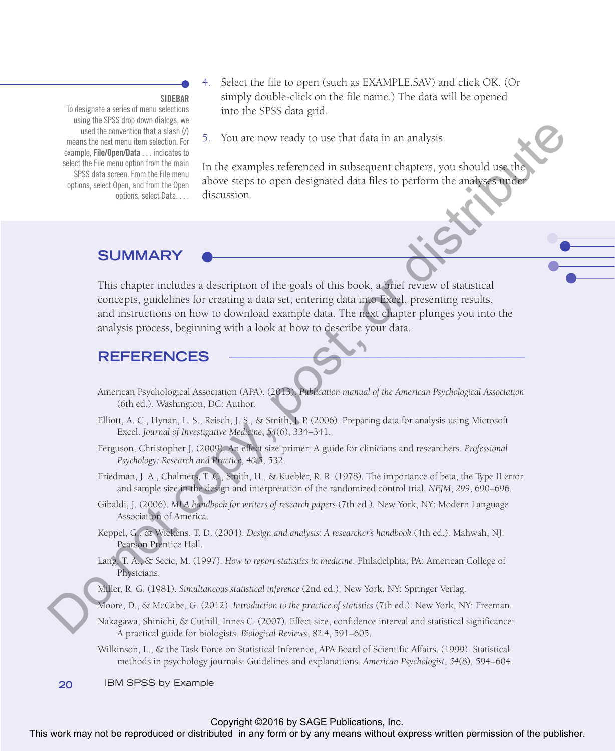4. Select the file to open (such as EXAMPLE.SAV) and click OK. (Or simply double-click on the file name.) The data will be opened into the SPSS data grid.

5. You are now ready to use that data in an analysis.

In the examples referenced in subsequent chapters, you should use the above steps to open designated data files to perform the analyses under discussion.

**SIDEBAR**

To designate a series of menu selections using the SPSS drop down dialogs, we used the convention that a slash (/) means the next menu item selection. For example, **File/Open/Data** . . . indicates to select the File menu option from the main SPSS data screen. From the File menu options, select Open, and from the Open options, select Data. . . .

## SUMMARY

This chapter includes a description of the goals of this book, a brief review of statistical concepts, guidelines for creating a data set, entering data into Excel, presenting results, and instructions on how to download example data. The next chapter plunges you into the analysis process, beginning with a look at how to describe your data.

## REFERENCES

American Psychological Association (APA). (2013). *Publication manual of the American Psychological Association* (6th ed.). Washington, DC: Author.

Elliott, A. C., Hynan, L. S., Reisch, J. S., & Smith, J. P. (2006). Preparing data for analysis using Microsoft Excel. *Journal of Investigative Medicine*, *54*(6), 334–341.

Ferguson, Christopher J. (2009). An effect size primer: A guide for clinicians and researchers. *Professional Psychology: Research and Practice*, *40.5*, 532.

Friedman, J. A., Chalmers, T. C., Smith, H., & Kuebler, R. R. (1978). The importance of beta, the Type II error and sample size in the design and interpretation of the randomized control trial. *NEJM*, *299*, 690–696.

Gibaldi, J. (2006). *MLA handbook for writers of research papers* (7th ed.). New York, NY: Modern Language Association of America.

Keppel, G., & Wickens, T. D. (2004). *Design and analysis: A researcher's handbook* (4th ed.). Mahwah, NJ: Pearson Prentice Hall.

Lang, T. A., & Secic, M. (1997). *How to report statistics in medicine*. Philadelphia, PA: American College of Physicians.

Miller, R. G. (1981). *Simultaneous statistical inference* (2nd ed.). New York, NY: Springer Verlag.

Moore, D., & McCabe, G. (2012). *Introduction to the practice of statistics* (7th ed.). New York, NY: Freeman.

Nakagawa, Shinichi, & Cuthill, Innes C. (2007). Effect size, confidence interval and statistical significance: A practical guide for biologists. *Biological Reviews*, *82.4*, 591–605.

Wilkinson, L., & the Task Force on Statistical Inference, APA Board of Scientific Affairs. (1999). Statistical methods in psychology journals: Guidelines and explanations. *American Psychologist*, *54*(8), 594–604.